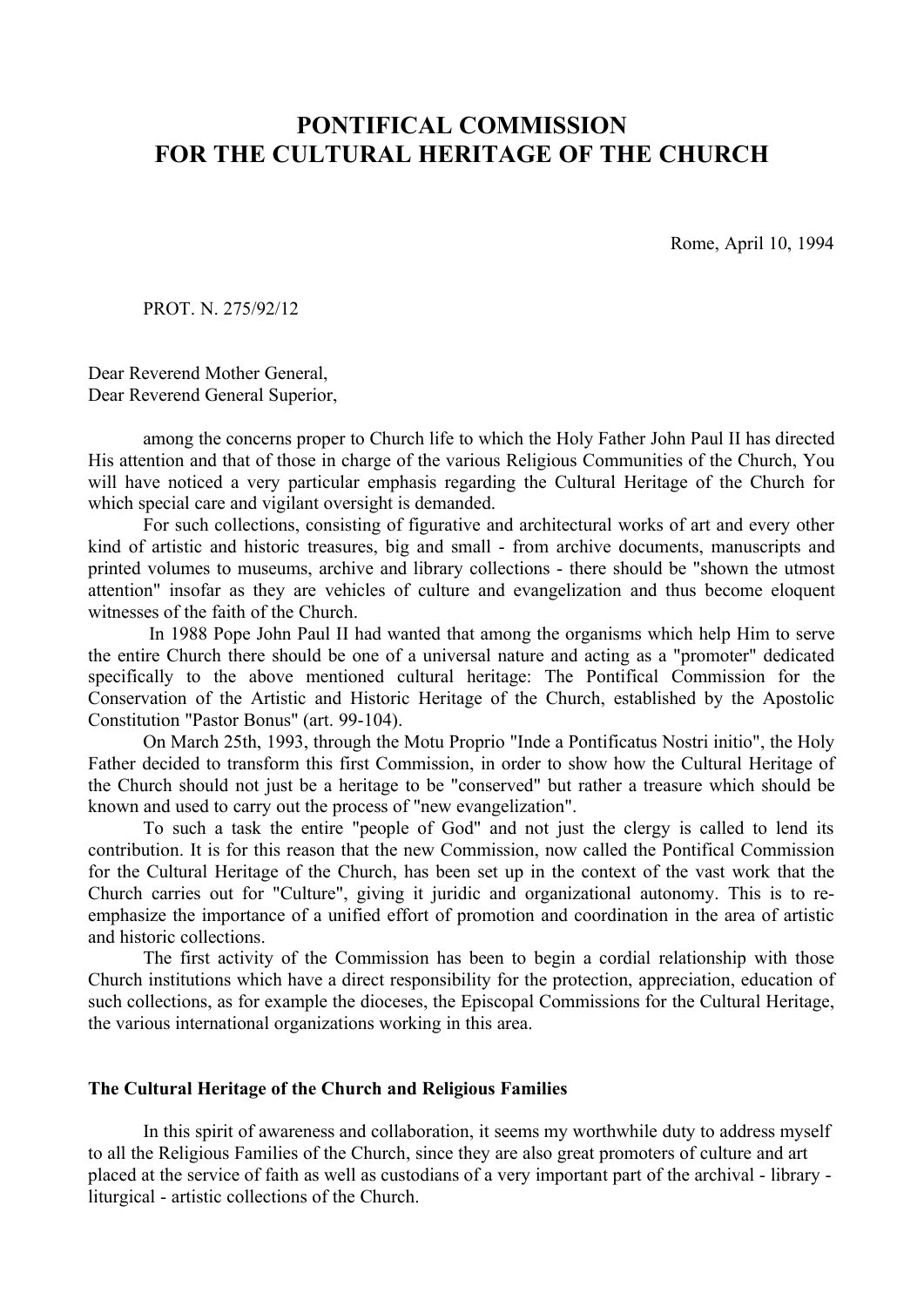# PONTIFICAL COMMISSION
# FOR THE CULTURAL HERITAGE OF THE CHURCH

Rome, April 10, 1994

PROT. N. 275/92/12

Dear Reverend Mother General,
Dear Reverend General Superior,

among the concerns proper to Church life to which the Holy Father John Paul II has directed His attention and that of those in charge of the various Religious Communities of the Church, You will have noticed a very particular emphasis regarding the Cultural Heritage of the Church for which special care and vigilant oversight is demanded.

For such collections, consisting of figurative and architectural works of art and every other kind of artistic and historic treasures, big and small - from archive documents, manuscripts and printed volumes to museums, archive and library collections - there should be "shown the utmost attention" insofar as they are vehicles of culture and evangelization and thus become eloquent witnesses of the faith of the Church.

In 1988 Pope John Paul II had wanted that among the organisms which help Him to serve the entire Church there should be one of a universal nature and acting as a "promoter" dedicated specifically to the above mentioned cultural heritage: The Pontifical Commission for the Conservation of the Artistic and Historic Heritage of the Church, established by the Apostolic Constitution "Pastor Bonus" (art. 99-104).

On March 25th, 1993, through the Motu Proprio "Inde a Pontificatus Nostri initio", the Holy Father decided to transform this first Commission, in order to show how the Cultural Heritage of the Church should not just be a heritage to be "conserved" but rather a treasure which should be known and used to carry out the process of "new evangelization".

To such a task the entire "people of God" and not just the clergy is called to lend its contribution. It is for this reason that the new Commission, now called the Pontifical Commission for the Cultural Heritage of the Church, has been set up in the context of the vast work that the Church carries out for "Culture", giving it juridic and organizational autonomy. This is to re-emphasize the importance of a unified effort of promotion and coordination in the area of artistic and historic collections.

The first activity of the Commission has been to begin a cordial relationship with those Church institutions which have a direct responsibility for the protection, appreciation, education of such collections, as for example the dioceses, the Episcopal Commissions for the Cultural Heritage, the various international organizations working in this area.

### The Cultural Heritage of the Church and Religious Families

In this spirit of awareness and collaboration, it seems my worthwhile duty to address myself to all the Religious Families of the Church, since they are also great promoters of culture and art placed at the service of faith as well as custodians of a very important part of the archival - library - liturgical - artistic collections of the Church.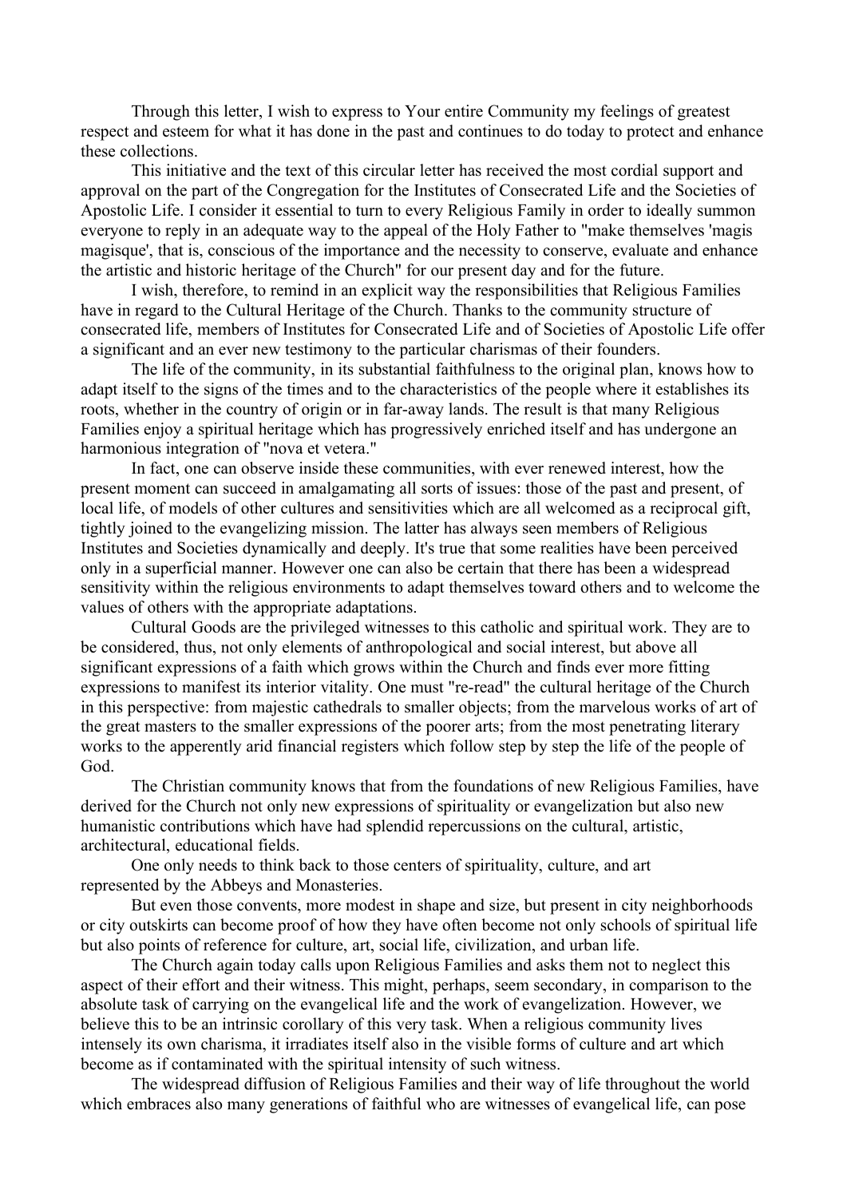Through this letter, I wish to express to Your entire Community my feelings of greatest respect and esteem for what it has done in the past and continues to do today to protect and enhance these collections.

This initiative and the text of this circular letter has received the most cordial support and approval on the part of the Congregation for the Institutes of Consecrated Life and the Societies of Apostolic Life. I consider it essential to turn to every Religious Family in order to ideally summon everyone to reply in an adequate way to the appeal of the Holy Father to "make themselves 'magis magisque', that is, conscious of the importance and the necessity to conserve, evaluate and enhance the artistic and historic heritage of the Church" for our present day and for the future.

I wish, therefore, to remind in an explicit way the responsibilities that Religious Families have in regard to the Cultural Heritage of the Church. Thanks to the community structure of consecrated life, members of Institutes for Consecrated Life and of Societies of Apostolic Life offer a significant and an ever new testimony to the particular charismas of their founders.

The life of the community, in its substantial faithfulness to the original plan, knows how to adapt itself to the signs of the times and to the characteristics of the people where it establishes its roots, whether in the country of origin or in far-away lands. The result is that many Religious Families enjoy a spiritual heritage which has progressively enriched itself and has undergone an harmonious integration of "nova et vetera."

In fact, one can observe inside these communities, with ever renewed interest, how the present moment can succeed in amalgamating all sorts of issues: those of the past and present, of local life, of models of other cultures and sensitivities which are all welcomed as a reciprocal gift, tightly joined to the evangelizing mission. The latter has always seen members of Religious Institutes and Societies dynamically and deeply. It's true that some realities have been perceived only in a superficial manner. However one can also be certain that there has been a widespread sensitivity within the religious environments to adapt themselves toward others and to welcome the values of others with the appropriate adaptations.

Cultural Goods are the privileged witnesses to this catholic and spiritual work. They are to be considered, thus, not only elements of anthropological and social interest, but above all significant expressions of a faith which grows within the Church and finds ever more fitting expressions to manifest its interior vitality. One must "re-read" the cultural heritage of the Church in this perspective: from majestic cathedrals to smaller objects; from the marvelous works of art of the great masters to the smaller expressions of the poorer arts; from the most penetrating literary works to the apperently arid financial registers which follow step by step the life of the people of God.

The Christian community knows that from the foundations of new Religious Families, have derived for the Church not only new expressions of spirituality or evangelization but also new humanistic contributions which have had splendid repercussions on the cultural, artistic, architectural, educational fields.

One only needs to think back to those centers of spirituality, culture, and art represented by the Abbeys and Monasteries.

But even those convents, more modest in shape and size, but present in city neighborhoods or city outskirts can become proof of how they have often become not only schools of spiritual life but also points of reference for culture, art, social life, civilization, and urban life.

The Church again today calls upon Religious Families and asks them not to neglect this aspect of their effort and their witness. This might, perhaps, seem secondary, in comparison to the absolute task of carrying on the evangelical life and the work of evangelization. However, we believe this to be an intrinsic corollary of this very task. When a religious community lives intensely its own charisma, it irradiates itself also in the visible forms of culture and art which become as if contaminated with the spiritual intensity of such witness.

The widespread diffusion of Religious Families and their way of life throughout the world which embraces also many generations of faithful who are witnesses of evangelical life, can pose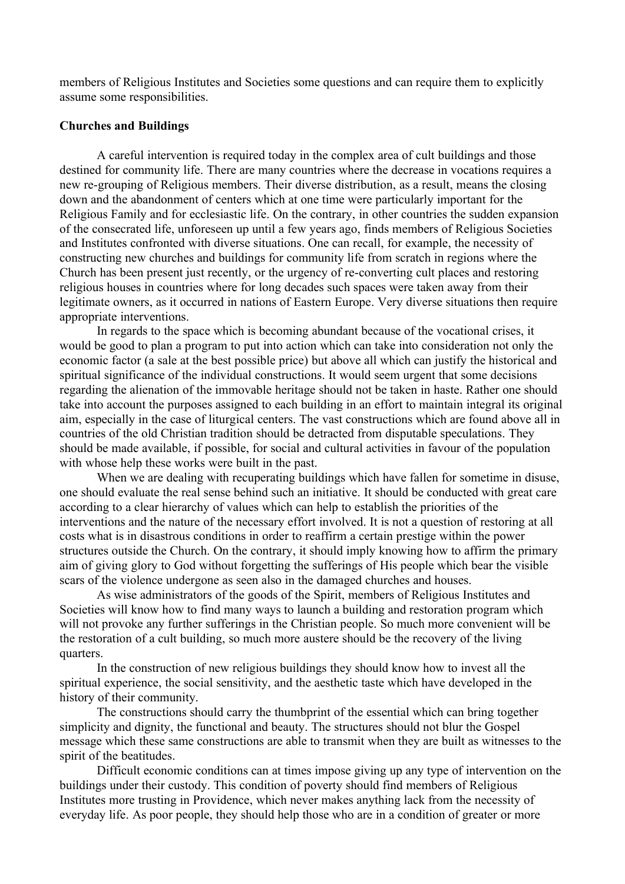members of Religious Institutes and Societies some questions and can require them to explicitly assume some responsibilities.

**Churches and Buildings**

A careful intervention is required today in the complex area of cult buildings and those destined for community life. There are many countries where the decrease in vocations requires a new re-grouping of Religious members. Their diverse distribution, as a result, means the closing down and the abandonment of centers which at one time were particularly important for the Religious Family and for ecclesiastic life. On the contrary, in other countries the sudden expansion of the consecrated life, unforeseen up until a few years ago, finds members of Religious Societies and Institutes confronted with diverse situations. One can recall, for example, the necessity of constructing new churches and buildings for community life from scratch in regions where the Church has been present just recently, or the urgency of re-converting cult places and restoring religious houses in countries where for long decades such spaces were taken away from their legitimate owners, as it occurred in nations of Eastern Europe. Very diverse situations then require appropriate interventions.

In regards to the space which is becoming abundant because of the vocational crises, it would be good to plan a program to put into action which can take into consideration not only the economic factor (a sale at the best possible price) but above all which can justify the historical and spiritual significance of the individual constructions. It would seem urgent that some decisions regarding the alienation of the immovable heritage should not be taken in haste. Rather one should take into account the purposes assigned to each building in an effort to maintain integral its original aim, especially in the case of liturgical centers. The vast constructions which are found above all in countries of the old Christian tradition should be detracted from disputable speculations. They should be made available, if possible, for social and cultural activities in favour of the population with whose help these works were built in the past.

When we are dealing with recuperating buildings which have fallen for sometime in disuse, one should evaluate the real sense behind such an initiative. It should be conducted with great care according to a clear hierarchy of values which can help to establish the priorities of the interventions and the nature of the necessary effort involved. It is not a question of restoring at all costs what is in disastrous conditions in order to reaffirm a certain prestige within the power structures outside the Church. On the contrary, it should imply knowing how to affirm the primary aim of giving glory to God without forgetting the sufferings of His people which bear the visible scars of the violence undergone as seen also in the damaged churches and houses.

As wise administrators of the goods of the Spirit, members of Religious Institutes and Societies will know how to find many ways to launch a building and restoration program which will not provoke any further sufferings in the Christian people. So much more convenient will be the restoration of a cult building, so much more austere should be the recovery of the living quarters.

In the construction of new religious buildings they should know how to invest all the spiritual experience, the social sensitivity, and the aesthetic taste which have developed in the history of their community.

The constructions should carry the thumbprint of the essential which can bring together simplicity and dignity, the functional and beauty. The structures should not blur the Gospel message which these same constructions are able to transmit when they are built as witnesses to the spirit of the beatitudes.

Difficult economic conditions can at times impose giving up any type of intervention on the buildings under their custody. This condition of poverty should find members of Religious Institutes more trusting in Providence, which never makes anything lack from the necessity of everyday life. As poor people, they should help those who are in a condition of greater or more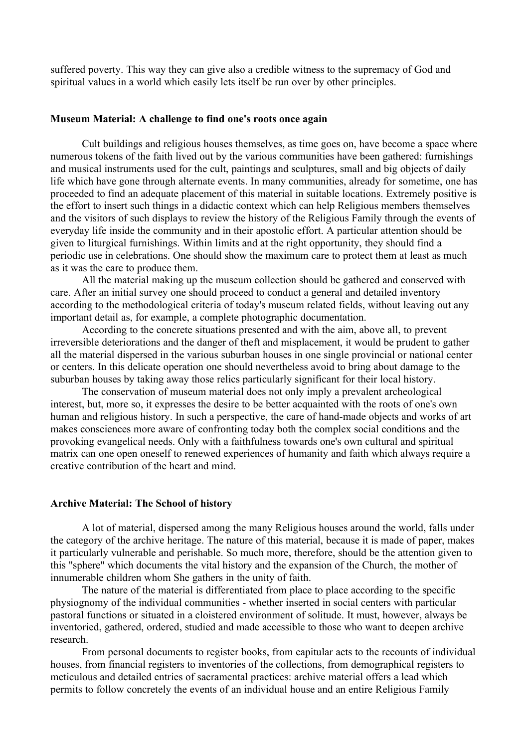suffered poverty. This way they can give also a credible witness to the supremacy of God and spiritual values in a world which easily lets itself be run over by other principles.

**Museum Material: A challenge to find one's roots once again**

Cult buildings and religious houses themselves, as time goes on, have become a space where numerous tokens of the faith lived out by the various communities have been gathered: furnishings and musical instruments used for the cult, paintings and sculptures, small and big objects of daily life which have gone through alternate events. In many communities, already for sometime, one has proceeded to find an adequate placement of this material in suitable locations. Extremely positive is the effort to insert such things in a didactic context which can help Religious members themselves and the visitors of such displays to review the history of the Religious Family through the events of everyday life inside the community and in their apostolic effort. A particular attention should be given to liturgical furnishings. Within limits and at the right opportunity, they should find a periodic use in celebrations. One should show the maximum care to protect them at least as much as it was the care to produce them.

All the material making up the museum collection should be gathered and conserved with care. After an initial survey one should proceed to conduct a general and detailed inventory according to the methodological criteria of today's museum related fields, without leaving out any important detail as, for example, a complete photographic documentation.

According to the concrete situations presented and with the aim, above all, to prevent irreversible deteriorations and the danger of theft and misplacement, it would be prudent to gather all the material dispersed in the various suburban houses in one single provincial or national center or centers. In this delicate operation one should nevertheless avoid to bring about damage to the suburban houses by taking away those relics particularly significant for their local history.

The conservation of museum material does not only imply a prevalent archeological interest, but, more so, it expresses the desire to be better acquainted with the roots of one's own human and religious history. In such a perspective, the care of hand-made objects and works of art makes consciences more aware of confronting today both the complex social conditions and the provoking evangelical needs. Only with a faithfulness towards one's own cultural and spiritual matrix can one open oneself to renewed experiences of humanity and faith which always require a creative contribution of the heart and mind.

**Archive Material: The School of history**

A lot of material, dispersed among the many Religious houses around the world, falls under the category of the archive heritage. The nature of this material, because it is made of paper, makes it particularly vulnerable and perishable. So much more, therefore, should be the attention given to this "sphere" which documents the vital history and the expansion of the Church, the mother of innumerable children whom She gathers in the unity of faith.

The nature of the material is differentiated from place to place according to the specific physiognomy of the individual communities - whether inserted in social centers with particular pastoral functions or situated in a cloistered environment of solitude. It must, however, always be inventoried, gathered, ordered, studied and made accessible to those who want to deepen archive research.

From personal documents to register books, from capitular acts to the recounts of individual houses, from financial registers to inventories of the collections, from demographical registers to meticulous and detailed entries of sacramental practices: archive material offers a lead which permits to follow concretely the events of an individual house and an entire Religious Family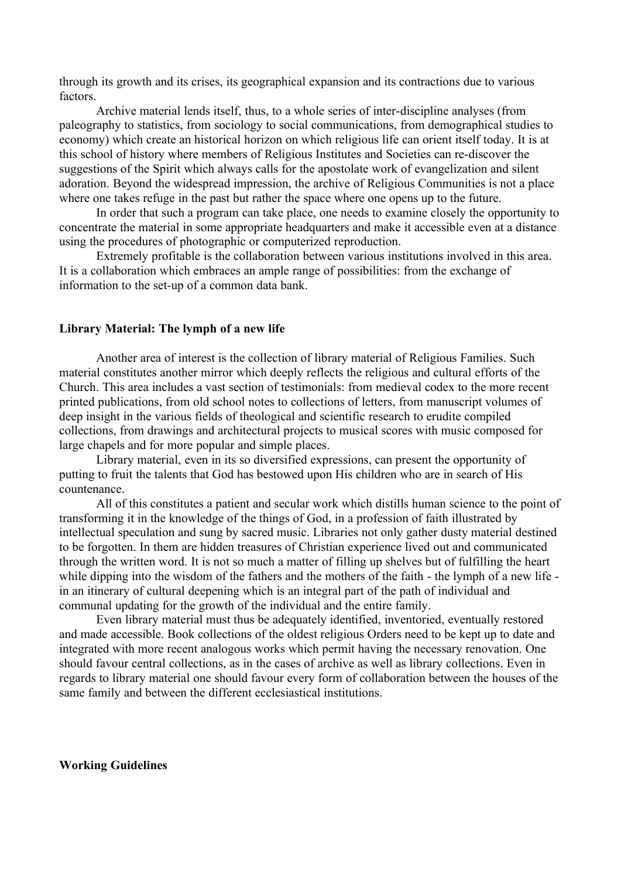through its growth and its crises, its geographical expansion and its contractions due to various factors.

Archive material lends itself, thus, to a whole series of inter-discipline analyses (from paleography to statistics, from sociology to social communications, from demographical studies to economy) which create an historical horizon on which religious life can orient itself today. It is at this school of history where members of Religious Institutes and Societies can re-discover the suggestions of the Spirit which always calls for the apostolate work of evangelization and silent adoration. Beyond the widespread impression, the archive of Religious Communities is not a place where one takes refuge in the past but rather the space where one opens up to the future.

In order that such a program can take place, one needs to examine closely the opportunity to concentrate the material in some appropriate headquarters and make it accessible even at a distance using the procedures of photographic or computerized reproduction.

Extremely profitable is the collaboration between various institutions involved in this area. It is a collaboration which embraces an ample range of possibilities: from the exchange of information to the set-up of a common data bank.

**Library Material: The lymph of a new life**

Another area of interest is the collection of library material of Religious Families. Such material constitutes another mirror which deeply reflects the religious and cultural efforts of the Church. This area includes a vast section of testimonials: from medieval codex to the more recent printed publications, from old school notes to collections of letters, from manuscript volumes of deep insight in the various fields of theological and scientific research to erudite compiled collections, from drawings and architectural projects to musical scores with music composed for large chapels and for more popular and simple places.

Library material, even in its so diversified expressions, can present the opportunity of putting to fruit the talents that God has bestowed upon His children who are in search of His countenance.

All of this constitutes a patient and secular work which distills human science to the point of transforming it in the knowledge of the things of God, in a profession of faith illustrated by intellectual speculation and sung by sacred music. Libraries not only gather dusty material destined to be forgotten. In them are hidden treasures of Christian experience lived out and communicated through the written word. It is not so much a matter of filling up shelves but of fulfilling the heart while dipping into the wisdom of the fathers and the mothers of the faith - the lymph of a new life - in an itinerary of cultural deepening which is an integral part of the path of individual and communal updating for the growth of the individual and the entire family.

Even library material must thus be adequately identified, inventoried, eventually restored and made accessible. Book collections of the oldest religious Orders need to be kept up to date and integrated with more recent analogous works which permit having the necessary renovation. One should favour central collections, as in the cases of archive as well as library collections. Even in regards to library material one should favour every form of collaboration between the houses of the same family and between the different ecclesiastical institutions.

**Working Guidelines**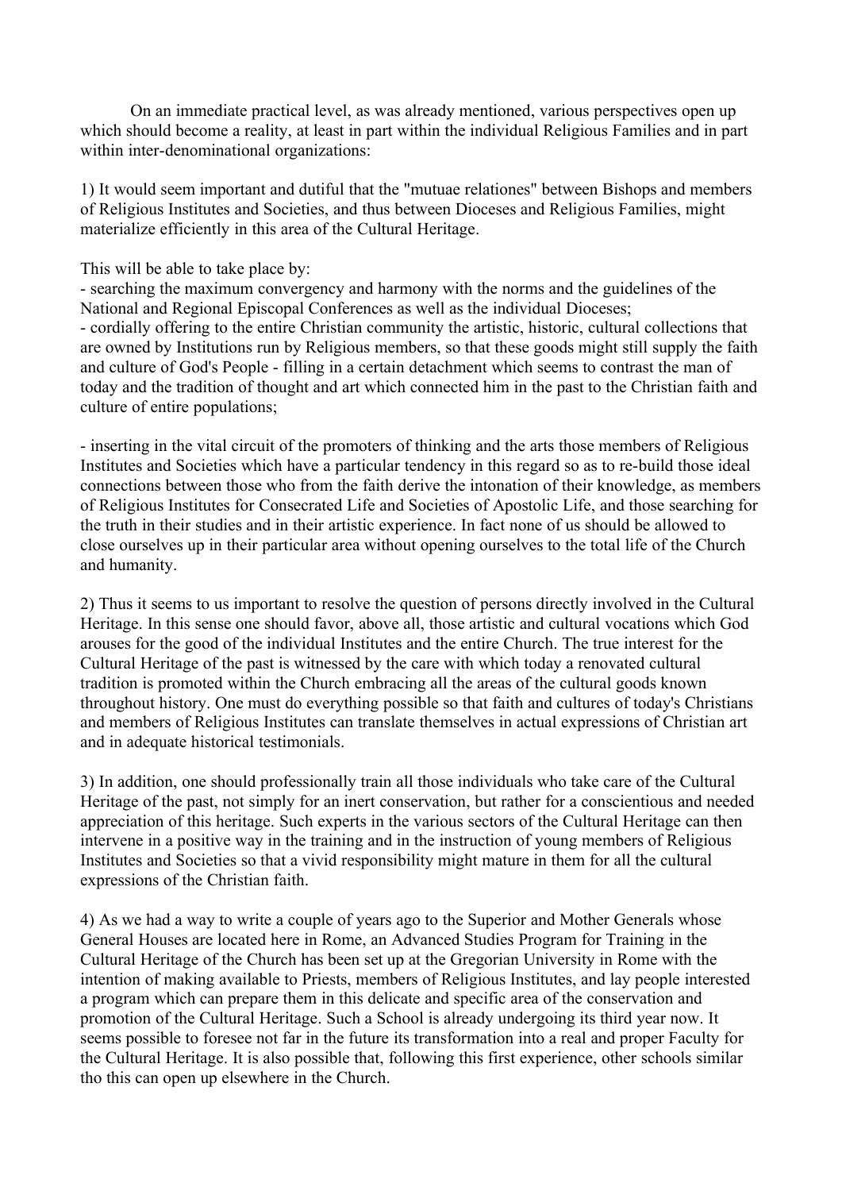On an immediate practical level, as was already mentioned, various perspectives open up which should become a reality, at least in part within the individual Religious Families and in part within inter-denominational organizations:

1) It would seem important and dutiful that the "mutuae relationes" between Bishops and members of Religious Institutes and Societies, and thus between Dioceses and Religious Families, might materialize efficiently in this area of the Cultural Heritage.

This will be able to take place by:
- searching the maximum convergency and harmony with the norms and the guidelines of the National and Regional Episcopal Conferences as well as the individual Dioceses;
- cordially offering to the entire Christian community the artistic, historic, cultural collections that are owned by Institutions run by Religious members, so that these goods might still supply the faith and culture of God's People - filling in a certain detachment which seems to contrast the man of today and the tradition of thought and art which connected him in the past to the Christian faith and culture of entire populations;

- inserting in the vital circuit of the promoters of thinking and the arts those members of Religious Institutes and Societies which have a particular tendency in this regard so as to re-build those ideal connections between those who from the faith derive the intonation of their knowledge, as members of Religious Institutes for Consecrated Life and Societies of Apostolic Life, and those searching for the truth in their studies and in their artistic experience. In fact none of us should be allowed to close ourselves up in their particular area without opening ourselves to the total life of the Church and humanity.

2) Thus it seems to us important to resolve the question of persons directly involved in the Cultural Heritage. In this sense one should favor, above all, those artistic and cultural vocations which God arouses for the good of the individual Institutes and the entire Church. The true interest for the Cultural Heritage of the past is witnessed by the care with which today a renovated cultural tradition is promoted within the Church embracing all the areas of the cultural goods known throughout history. One must do everything possible so that faith and cultures of today's Christians and members of Religious Institutes can translate themselves in actual expressions of Christian art and in adequate historical testimonials.

3) In addition, one should professionally train all those individuals who take care of the Cultural Heritage of the past, not simply for an inert conservation, but rather for a conscientious and needed appreciation of this heritage. Such experts in the various sectors of the Cultural Heritage can then intervene in a positive way in the training and in the instruction of young members of Religious Institutes and Societies so that a vivid responsibility might mature in them for all the cultural expressions of the Christian faith.

4) As we had a way to write a couple of years ago to the Superior and Mother Generals whose General Houses are located here in Rome, an Advanced Studies Program for Training in the Cultural Heritage of the Church has been set up at the Gregorian University in Rome with the intention of making available to Priests, members of Religious Institutes, and lay people interested a program which can prepare them in this delicate and specific area of the conservation and promotion of the Cultural Heritage. Such a School is already undergoing its third year now. It seems possible to foresee not far in the future its transformation into a real and proper Faculty for the Cultural Heritage. It is also possible that, following this first experience, other schools similar tho this can open up elsewhere in the Church.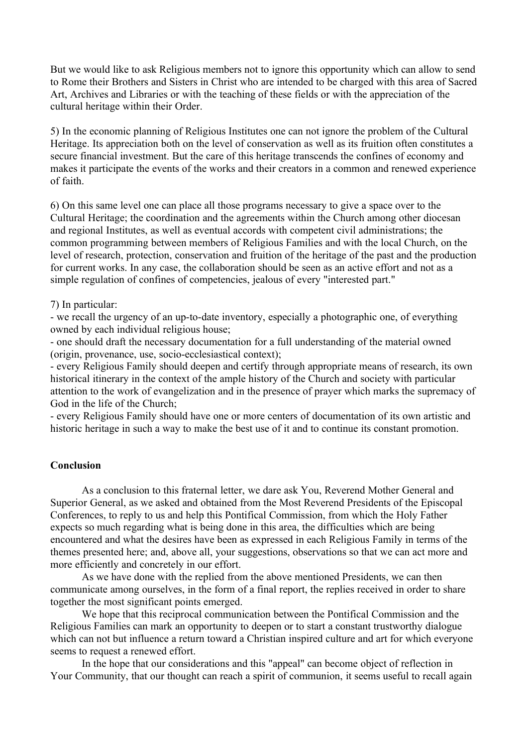But we would like to ask Religious members not to ignore this opportunity which can allow to send to Rome their Brothers and Sisters in Christ who are intended to be charged with this area of Sacred Art, Archives and Libraries or with the teaching of these fields or with the appreciation of the cultural heritage within their Order.

5) In the economic planning of Religious Institutes one can not ignore the problem of the Cultural Heritage. Its appreciation both on the level of conservation as well as its fruition often constitutes a secure financial investment. But the care of this heritage transcends the confines of economy and makes it participate the events of the works and their creators in a common and renewed experience of faith.

6) On this same level one can place all those programs necessary to give a space over to the Cultural Heritage; the coordination and the agreements within the Church among other diocesan and regional Institutes, as well as eventual accords with competent civil administrations; the common programming between members of Religious Families and with the local Church, on the level of research, protection, conservation and fruition of the heritage of the past and the production for current works. In any case, the collaboration should be seen as an active effort and not as a simple regulation of confines of competencies, jealous of every "interested part."

7) In particular:

- we recall the urgency of an up-to-date inventory, especially a photographic one, of everything owned by each individual religious house;
- one should draft the necessary documentation for a full understanding of the material owned (origin, provenance, use, socio-ecclesiastical context);
- every Religious Family should deepen and certify through appropriate means of research, its own historical itinerary in the context of the ample history of the Church and society with particular attention to the work of evangelization and in the presence of prayer which marks the supremacy of God in the life of the Church;
- every Religious Family should have one or more centers of documentation of its own artistic and historic heritage in such a way to make the best use of it and to continue its constant promotion.

**Conclusion**

As a conclusion to this fraternal letter, we dare ask You, Reverend Mother General and Superior General, as we asked and obtained from the Most Reverend Presidents of the Episcopal Conferences, to reply to us and help this Pontifical Commission, from which the Holy Father expects so much regarding what is being done in this area, the difficulties which are being encountered and what the desires have been as expressed in each Religious Family in terms of the themes presented here; and, above all, your suggestions, observations so that we can act more and more efficiently and concretely in our effort.

As we have done with the replied from the above mentioned Presidents, we can then communicate among ourselves, in the form of a final report, the replies received in order to share together the most significant points emerged.

We hope that this reciprocal communication between the Pontifical Commission and the Religious Families can mark an opportunity to deepen or to start a constant trustworthy dialogue which can not but influence a return toward a Christian inspired culture and art for which everyone seems to request a renewed effort.

In the hope that our considerations and this "appeal" can become object of reflection in Your Community, that our thought can reach a spirit of communion, it seems useful to recall again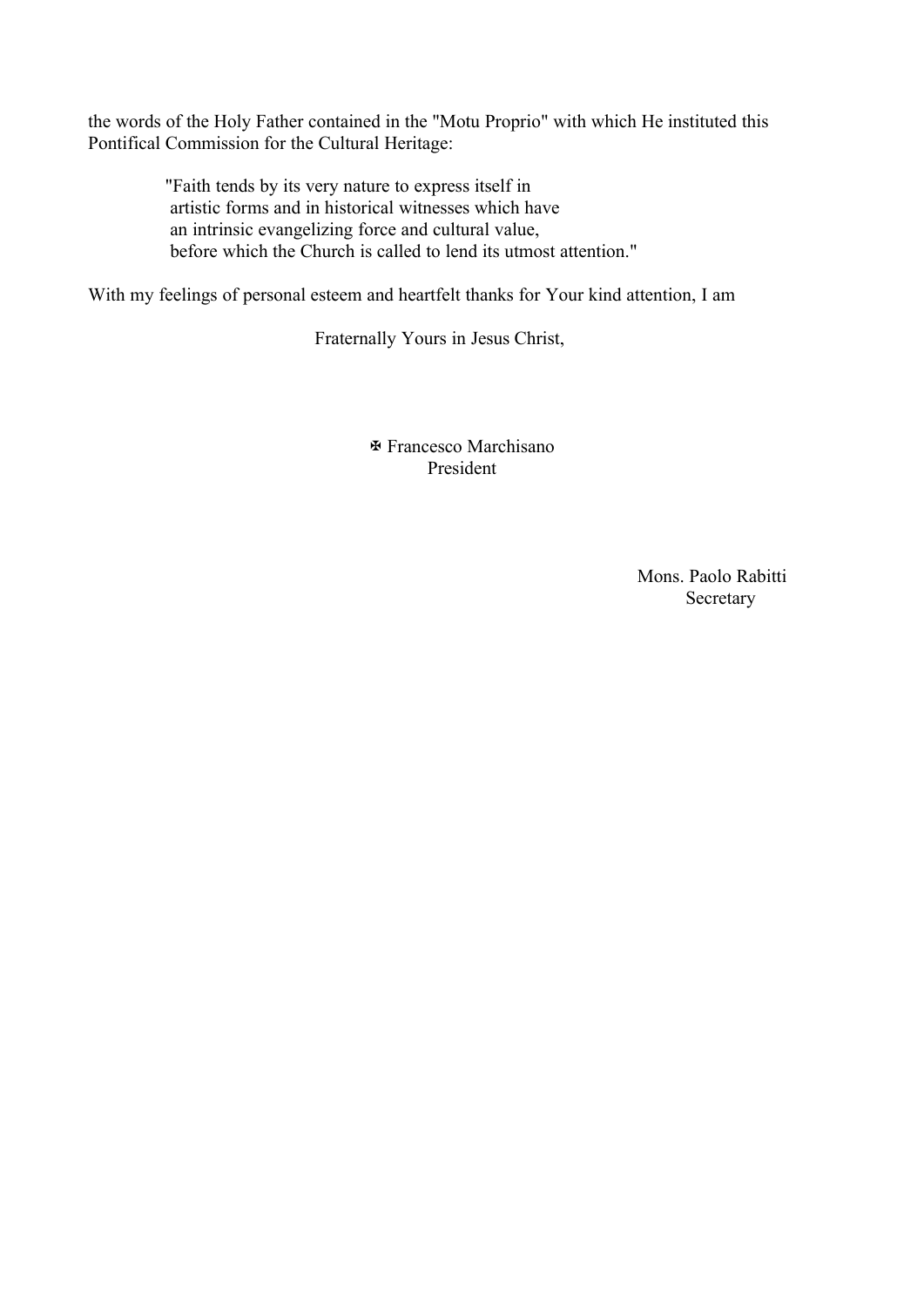the words of the Holy Father contained in the "Motu Proprio" with which He instituted this Pontifical Commission for the Cultural Heritage:

> "Faith tends by its very nature to express itself in artistic forms and in historical witnesses which have an intrinsic evangelizing force and cultural value, before which the Church is called to lend its utmost attention."

With my feelings of personal esteem and heartfelt thanks for Your kind attention, I am

Fraternally Yours in Jesus Christ,

✠ Francesco Marchisano
President

Mons. Paolo Rabitti
Secretary